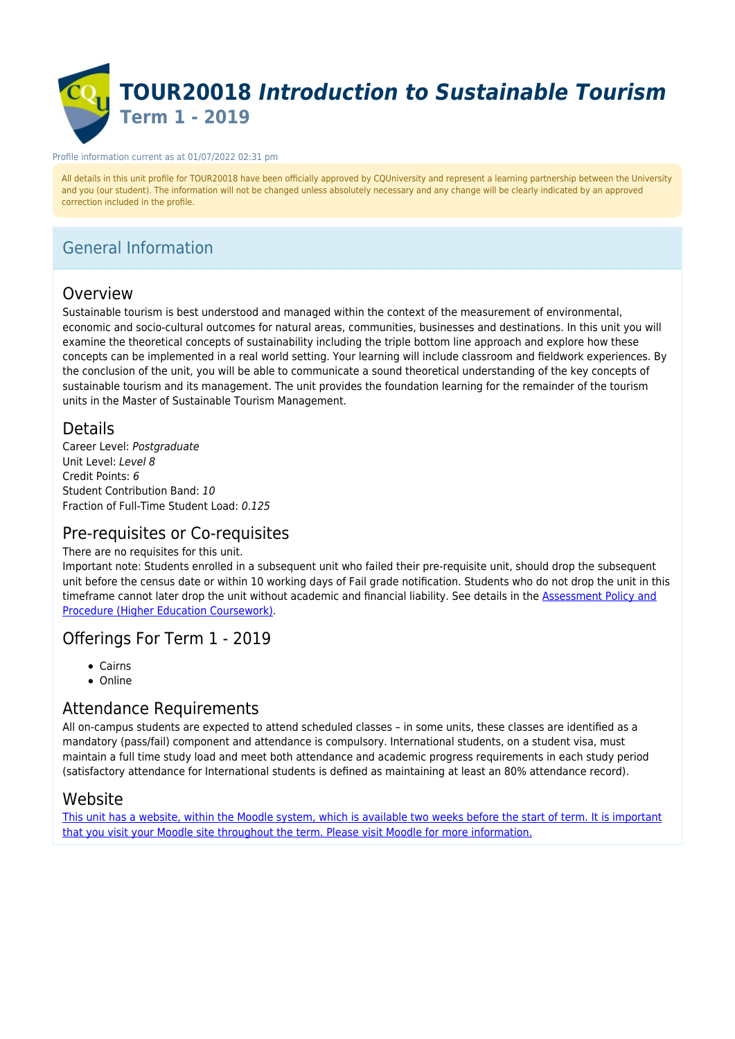# TOUR20018 *Introduction to Sustainable Tourism*
## Term 1 - 2019

Profile information current as at 01/07/2022 02:31 pm

All details in this unit profile for TOUR20018 have been officially approved by CQUniversity and represent a learning partnership between the University and you (our student). The information will not be changed unless absolutely necessary and any change will be clearly indicated by an approved correction included in the profile.

## General Information

### Overview

Sustainable tourism is best understood and managed within the context of the measurement of environmental, economic and socio-cultural outcomes for natural areas, communities, businesses and destinations. In this unit you will examine the theoretical concepts of sustainability including the triple bottom line approach and explore how these concepts can be implemented in a real world setting. Your learning will include classroom and fieldwork experiences. By the conclusion of the unit, you will be able to communicate a sound theoretical understanding of the key concepts of sustainable tourism and its management. The unit provides the foundation learning for the remainder of the tourism units in the Master of Sustainable Tourism Management.

### Details

Career Level: *Postgraduate*
Unit Level: *Level 8*
Credit Points: *6*
Student Contribution Band: *10*
Fraction of Full-Time Student Load: *0.125*

### Pre-requisites or Co-requisites

There are no requisites for this unit.
Important note: Students enrolled in a subsequent unit who failed their pre-requisite unit, should drop the subsequent unit before the census date or within 10 working days of Fail grade notification. Students who do not drop the unit in this timeframe cannot later drop the unit without academic and financial liability. See details in the Assessment Policy and Procedure (Higher Education Coursework).

### Offerings For Term 1 - 2019

- Cairns
- Online

### Attendance Requirements

All on-campus students are expected to attend scheduled classes – in some units, these classes are identified as a mandatory (pass/fail) component and attendance is compulsory. International students, on a student visa, must maintain a full time study load and meet both attendance and academic progress requirements in each study period (satisfactory attendance for International students is defined as maintaining at least an 80% attendance record).

### Website

This unit has a website, within the Moodle system, which is available two weeks before the start of term. It is important that you visit your Moodle site throughout the term. Please visit Moodle for more information.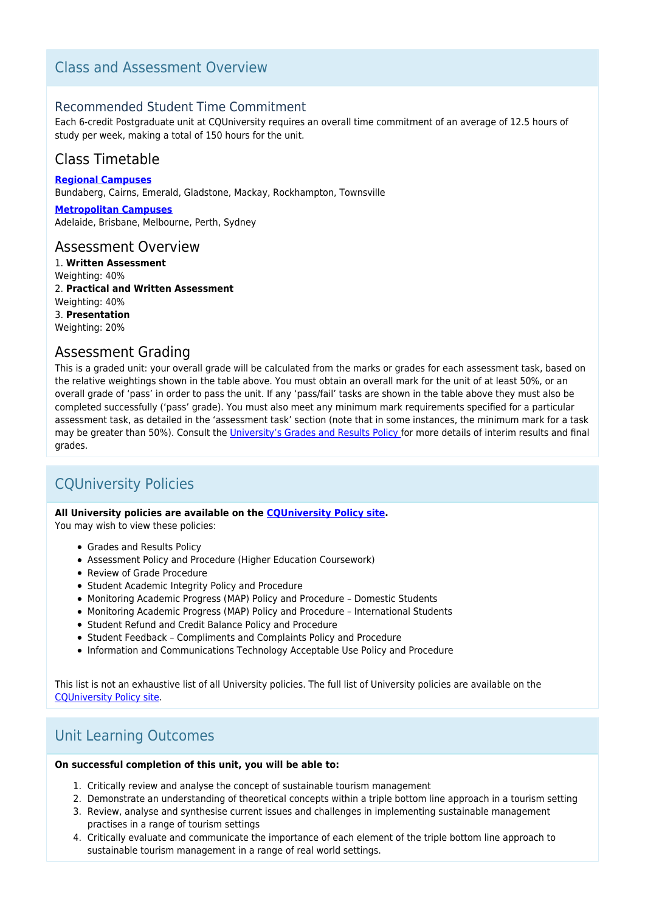## Class and Assessment Overview

### Recommended Student Time Commitment

Each 6-credit Postgraduate unit at CQUniversity requires an overall time commitment of an average of 12.5 hours of study per week, making a total of 150 hours for the unit.

### Class Timetable

**Regional Campuses**
Bundaberg, Cairns, Emerald, Gladstone, Mackay, Rockhampton, Townsville

**Metropolitan Campuses**
Adelaide, Brisbane, Melbourne, Perth, Sydney

### Assessment Overview

1. **Written Assessment**
Weighting: 40%
2. **Practical and Written Assessment**
Weighting: 40%
3. **Presentation**
Weighting: 20%

### Assessment Grading

This is a graded unit: your overall grade will be calculated from the marks or grades for each assessment task, based on the relative weightings shown in the table above. You must obtain an overall mark for the unit of at least 50%, or an overall grade of 'pass' in order to pass the unit. If any 'pass/fail' tasks are shown in the table above they must also be completed successfully ('pass' grade). You must also meet any minimum mark requirements specified for a particular assessment task, as detailed in the 'assessment task' section (note that in some instances, the minimum mark for a task may be greater than 50%). Consult the University's Grades and Results Policy for more details of interim results and final grades.

## CQUniversity Policies

**All University policies are available on the CQUniversity Policy site.**
You may wish to view these policies:

- Grades and Results Policy
- Assessment Policy and Procedure (Higher Education Coursework)
- Review of Grade Procedure
- Student Academic Integrity Policy and Procedure
- Monitoring Academic Progress (MAP) Policy and Procedure – Domestic Students
- Monitoring Academic Progress (MAP) Policy and Procedure – International Students
- Student Refund and Credit Balance Policy and Procedure
- Student Feedback – Compliments and Complaints Policy and Procedure
- Information and Communications Technology Acceptable Use Policy and Procedure

This list is not an exhaustive list of all University policies. The full list of University policies are available on the CQUniversity Policy site.

## Unit Learning Outcomes

**On successful completion of this unit, you will be able to:**

1. Critically review and analyse the concept of sustainable tourism management
2. Demonstrate an understanding of theoretical concepts within a triple bottom line approach in a tourism setting
3. Review, analyse and synthesise current issues and challenges in implementing sustainable management practises in a range of tourism settings
4. Critically evaluate and communicate the importance of each element of the triple bottom line approach to sustainable tourism management in a range of real world settings.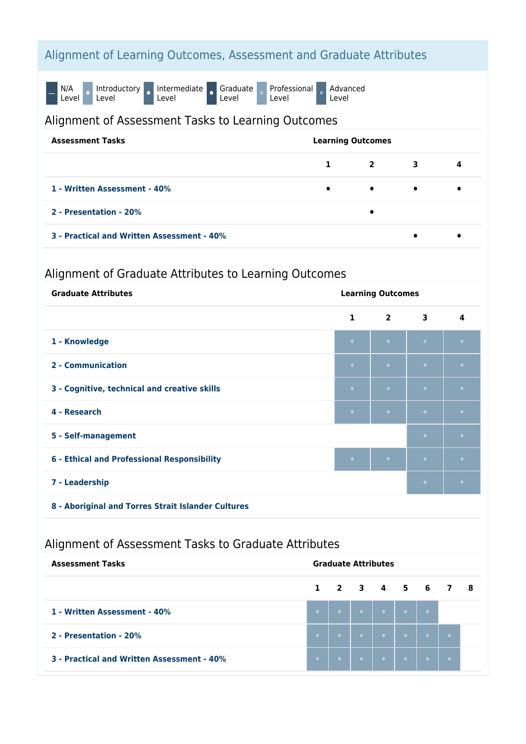## Alignment of Learning Outcomes, Assessment and Graduate Attributes

— N/A Level · Introductory Level · Intermediate Level · Graduate Level · Professional Level · Advanced Level

### Alignment of Assessment Tasks to Learning Outcomes

| Assessment Tasks | Learning Outcomes | | | |
|---|---|---|---|---|
| | 1 | 2 | 3 | 4 |
| 1 - Written Assessment - 40% | • | • | • | • |
| 2 - Presentation - 20% | | • | | |
| 3 - Practical and Written Assessment - 40% | | | • | • |

### Alignment of Graduate Attributes to Learning Outcomes

| Graduate Attributes | Learning Outcomes | | | |
|---|---|---|---|---|
| | 1 | 2 | 3 | 4 |
| 1 - Knowledge | ◦ | ◦ | ◦ | ◦ |
| 2 - Communication | ◦ | ◦ | ◦ | ◦ |
| 3 - Cognitive, technical and creative skills | ◦ | ◦ | ◦ | ◦ |
| 4 - Research | ◦ | ◦ | ◦ | ◦ |
| 5 - Self-management | | | ◦ | ◦ |
| 6 - Ethical and Professional Responsibility | ◦ | ◦ | ◦ | ◦ |
| 7 - Leadership | | | ◦ | ◦ |
| 8 - Aboriginal and Torres Strait Islander Cultures | | | | |

### Alignment of Assessment Tasks to Graduate Attributes

| Assessment Tasks | Graduate Attributes | | | | | | | |
|---|---|---|---|---|---|---|---|---|
| | 1 | 2 | 3 | 4 | 5 | 6 | 7 | 8 |
| 1 - Written Assessment - 40% | ◦ | ◦ | ◦ | ◦ | ◦ | ◦ | | |
| 2 - Presentation - 20% | ◦ | ◦ | ◦ | ◦ | ◦ | ◦ | ◦ | |
| 3 - Practical and Written Assessment - 40% | ◦ | ◦ | ◦ | ◦ | ◦ | ◦ | ◦ | |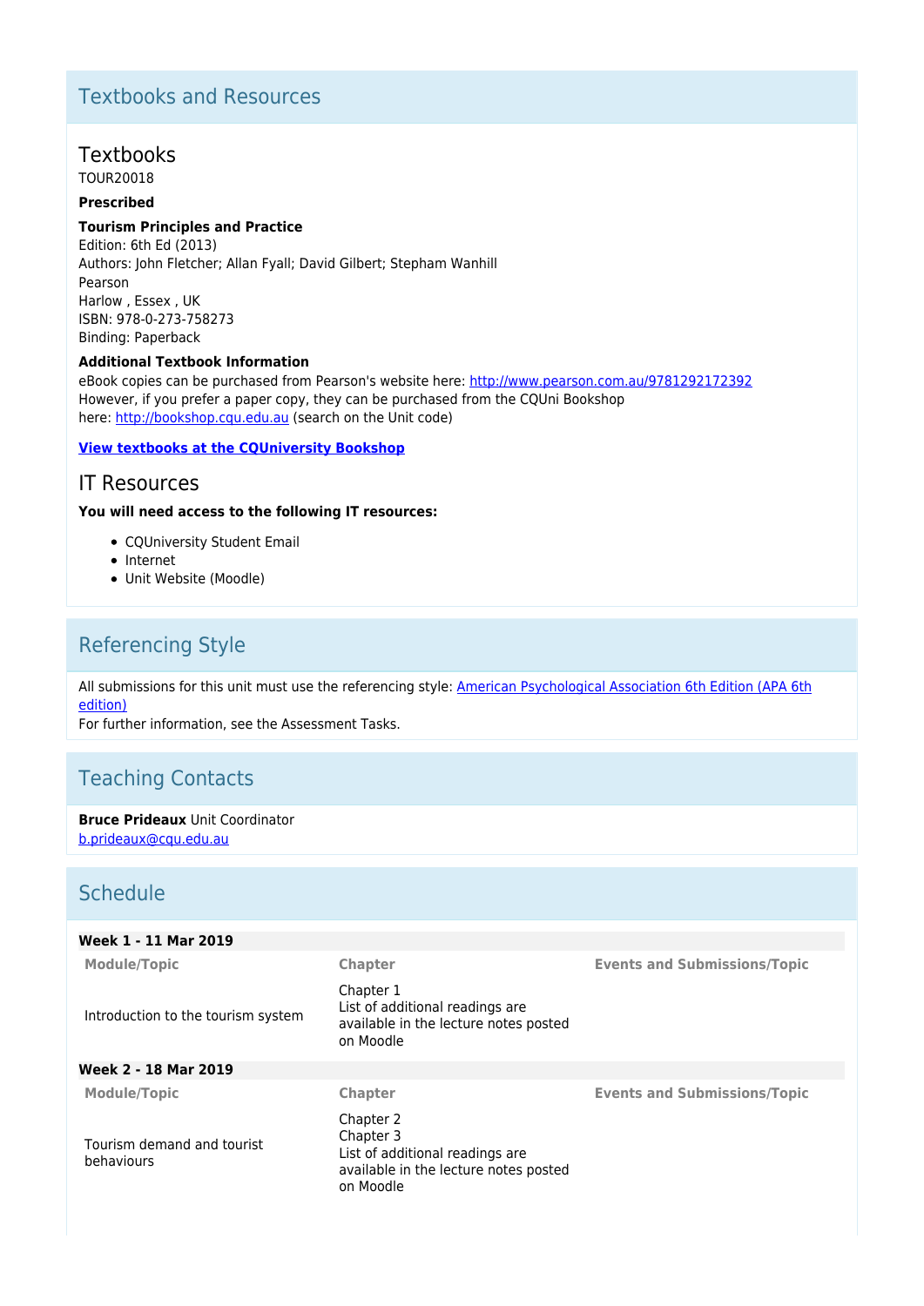## Textbooks and Resources

### Textbooks

TOUR20018

**Prescribed**

**Tourism Principles and Practice**

Edition: 6th Ed (2013)
Authors: John Fletcher; Allan Fyall; David Gilbert; Stepham Wanhill
Pearson
Harlow , Essex , UK
ISBN: 978-0-273-758273
Binding: Paperback

**Additional Textbook Information**

eBook copies can be purchased from Pearson's website here: http://www.pearson.com.au/9781292172392
However, if you prefer a paper copy, they can be purchased from the CQUni Bookshop here: http://bookshop.cqu.edu.au (search on the Unit code)

**View textbooks at the CQUniversity Bookshop**

### IT Resources

**You will need access to the following IT resources:**

- CQUniversity Student Email
- Internet
- Unit Website (Moodle)

## Referencing Style

All submissions for this unit must use the referencing style: American Psychological Association 6th Edition (APA 6th edition)
For further information, see the Assessment Tasks.

## Teaching Contacts

**Bruce Prideaux** Unit Coordinator
b.prideaux@cqu.edu.au

## Schedule

**Week 1 - 11 Mar 2019**

| Module/Topic | Chapter | Events and Submissions/Topic |
| --- | --- | --- |
| Introduction to the tourism system | Chapter 1<br>List of additional readings are available in the lecture notes posted on Moodle | |

**Week 2 - 18 Mar 2019**

| Module/Topic | Chapter | Events and Submissions/Topic |
| --- | --- | --- |
| Tourism demand and tourist behaviours | Chapter 2<br>Chapter 3<br>List of additional readings are available in the lecture notes posted on Moodle | |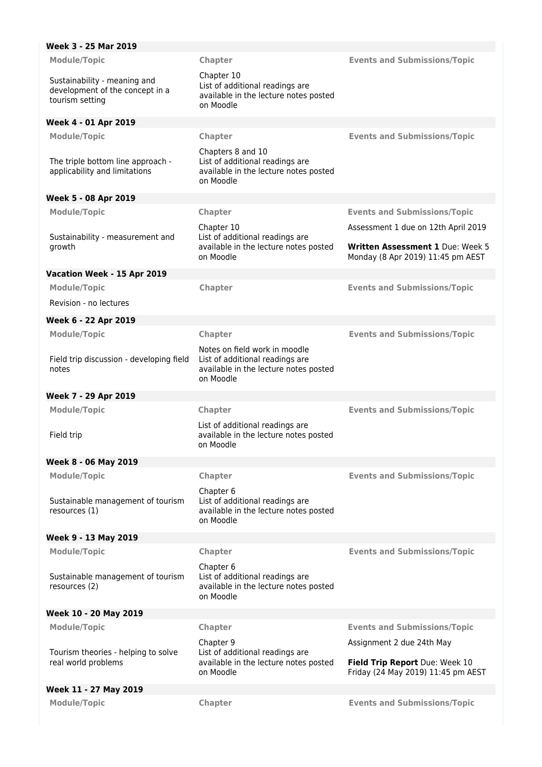**Week 3 - 25 Mar 2019**

| Module/Topic | Chapter | Events and Submissions/Topic |
| --- | --- | --- |
| Sustainability - meaning and development of the concept in a tourism setting | Chapter 10<br>List of additional readings are available in the lecture notes posted on Moodle | |

**Week 4 - 01 Apr 2019**

| Module/Topic | Chapter | Events and Submissions/Topic |
| --- | --- | --- |
| The triple bottom line approach - applicability and limitations | Chapters 8 and 10<br>List of additional readings are available in the lecture notes posted on Moodle | |

**Week 5 - 08 Apr 2019**

| Module/Topic | Chapter | Events and Submissions/Topic |
| --- | --- | --- |
| Sustainability - measurement and growth | Chapter 10<br>List of additional readings are available in the lecture notes posted on Moodle | Assessment 1 due on 12th April 2019<br><br>**Written Assessment 1** Due: Week 5 Monday (8 Apr 2019) 11:45 pm AEST |

**Vacation Week - 15 Apr 2019**

| Module/Topic | Chapter | Events and Submissions/Topic |
| --- | --- | --- |
| Revision - no lectures | | |

**Week 6 - 22 Apr 2019**

| Module/Topic | Chapter | Events and Submissions/Topic |
| --- | --- | --- |
| Field trip discussion - developing field notes | Notes on field work in moodle<br>List of additional readings are available in the lecture notes posted on Moodle | |

**Week 7 - 29 Apr 2019**

| Module/Topic | Chapter | Events and Submissions/Topic |
| --- | --- | --- |
| Field trip | List of additional readings are available in the lecture notes posted on Moodle | |

**Week 8 - 06 May 2019**

| Module/Topic | Chapter | Events and Submissions/Topic |
| --- | --- | --- |
| Sustainable management of tourism resources (1) | Chapter 6<br>List of additional readings are available in the lecture notes posted on Moodle | |

**Week 9 - 13 May 2019**

| Module/Topic | Chapter | Events and Submissions/Topic |
| --- | --- | --- |
| Sustainable management of tourism resources (2) | Chapter 6<br>List of additional readings are available in the lecture notes posted on Moodle | |

**Week 10 - 20 May 2019**

| Module/Topic | Chapter | Events and Submissions/Topic |
| --- | --- | --- |
| Tourism theories - helping to solve real world problems | Chapter 9<br>List of additional readings are available in the lecture notes posted on Moodle | Assignment 2 due 24th May<br><br>**Field Trip Report** Due: Week 10 Friday (24 May 2019) 11:45 pm AEST |

**Week 11 - 27 May 2019**

| Module/Topic | Chapter | Events and Submissions/Topic |
| --- | --- | --- |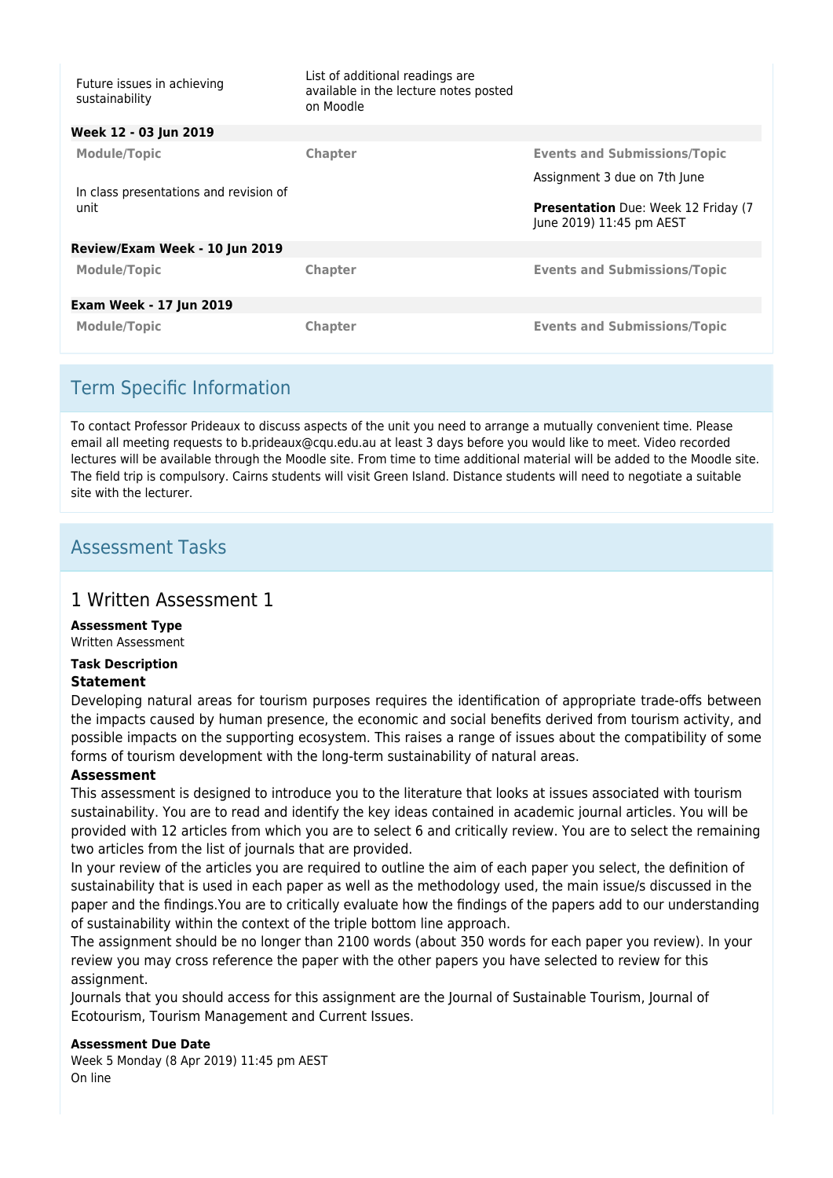| Module/Topic | Chapter | Events and Submissions/Topic |
| --- | --- | --- |
| Future issues in achieving sustainability | List of additional readings are available in the lecture notes posted on Moodle | |
| **Week 12 - 03 Jun 2019** | | |
| **Module/Topic** | **Chapter** | **Events and Submissions/Topic** |
| In class presentations and revision of unit | | Assignment 3 due on 7th June<br><br>**Presentation** Due: Week 12 Friday (7 June 2019) 11:45 pm AEST |
| **Review/Exam Week - 10 Jun 2019** | | |
| **Module/Topic** | **Chapter** | **Events and Submissions/Topic** |
| **Exam Week - 17 Jun 2019** | | |
| **Module/Topic** | **Chapter** | **Events and Submissions/Topic** |

## Term Specific Information

To contact Professor Prideaux to discuss aspects of the unit you need to arrange a mutually convenient time. Please email all meeting requests to b.prideaux@cqu.edu.au at least 3 days before you would like to meet. Video recorded lectures will be available through the Moodle site. From time to time additional material will be added to the Moodle site. The field trip is compulsory. Cairns students will visit Green Island. Distance students will need to negotiate a suitable site with the lecturer.

## Assessment Tasks

### 1 Written Assessment 1

**Assessment Type**
Written Assessment

**Task Description**

**Statement**

Developing natural areas for tourism purposes requires the identification of appropriate trade-offs between the impacts caused by human presence, the economic and social benefits derived from tourism activity, and possible impacts on the supporting ecosystem. This raises a range of issues about the compatibility of some forms of tourism development with the long-term sustainability of natural areas.

**Assessment**

This assessment is designed to introduce you to the literature that looks at issues associated with tourism sustainability. You are to read and identify the key ideas contained in academic journal articles. You will be provided with 12 articles from which you are to select 6 and critically review. You are to select the remaining two articles from the list of journals that are provided.

In your review of the articles you are required to outline the aim of each paper you select, the definition of sustainability that is used in each paper as well as the methodology used, the main issue/s discussed in the paper and the findings.You are to critically evaluate how the findings of the papers add to our understanding of sustainability within the context of the triple bottom line approach.

The assignment should be no longer than 2100 words (about 350 words for each paper you review). In your review you may cross reference the paper with the other papers you have selected to review for this assignment.

Journals that you should access for this assignment are the Journal of Sustainable Tourism, Journal of Ecotourism, Tourism Management and Current Issues.

**Assessment Due Date**
Week 5 Monday (8 Apr 2019) 11:45 pm AEST
On line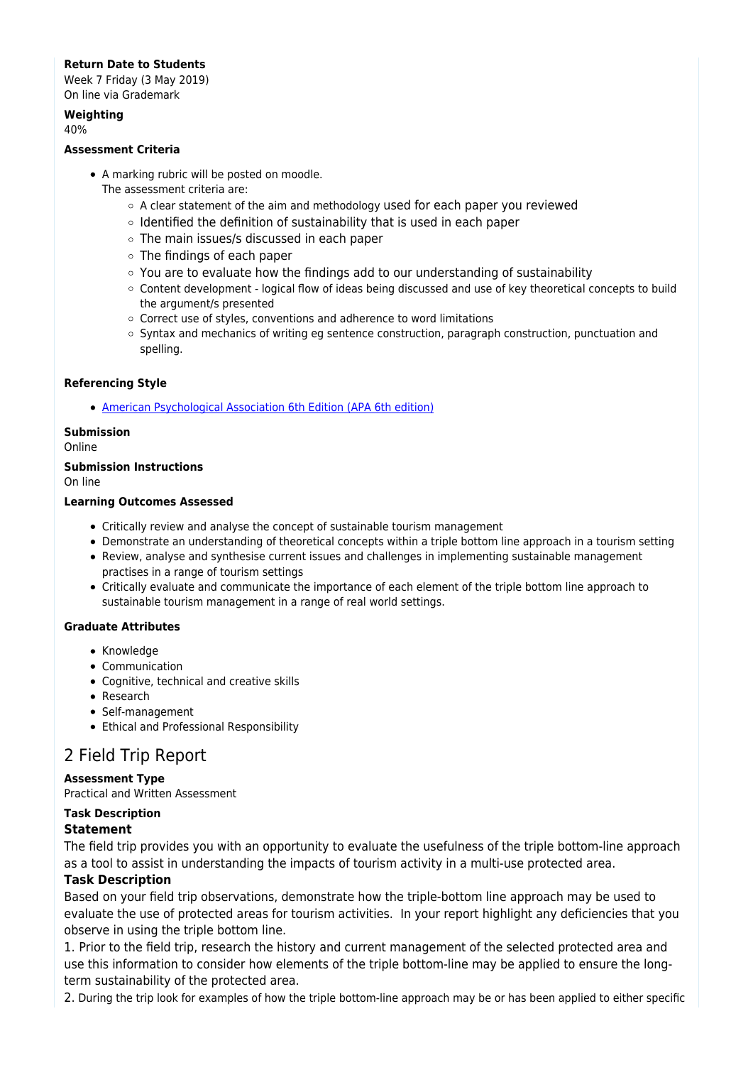**Return Date to Students**

Week 7 Friday (3 May 2019)
On line via Grademark

**Weighting**

40%

**Assessment Criteria**

- A marking rubric will be posted on moodle.
  The assessment criteria are:
  - A clear statement of the aim and methodology used for each paper you reviewed
  - Identified the definition of sustainability that is used in each paper
  - The main issues/s discussed in each paper
  - The findings of each paper
  - You are to evaluate how the findings add to our understanding of sustainability
  - Content development - logical flow of ideas being discussed and use of key theoretical concepts to build the argument/s presented
  - Correct use of styles, conventions and adherence to word limitations
  - Syntax and mechanics of writing eg sentence construction, paragraph construction, punctuation and spelling.

**Referencing Style**

- American Psychological Association 6th Edition (APA 6th edition)

**Submission**

Online

**Submission Instructions**

On line

**Learning Outcomes Assessed**

- Critically review and analyse the concept of sustainable tourism management
- Demonstrate an understanding of theoretical concepts within a triple bottom line approach in a tourism setting
- Review, analyse and synthesise current issues and challenges in implementing sustainable management practises in a range of tourism settings
- Critically evaluate and communicate the importance of each element of the triple bottom line approach to sustainable tourism management in a range of real world settings.

**Graduate Attributes**

- Knowledge
- Communication
- Cognitive, technical and creative skills
- Research
- Self-management
- Ethical and Professional Responsibility

## 2 Field Trip Report

**Assessment Type**

Practical and Written Assessment

**Task Description**

### Statement

The field trip provides you with an opportunity to evaluate the usefulness of the triple bottom-line approach as a tool to assist in understanding the impacts of tourism activity in a multi-use protected area.

### Task Description

Based on your field trip observations, demonstrate how the triple-bottom line approach may be used to evaluate the use of protected areas for tourism activities. In your report highlight any deficiencies that you observe in using the triple bottom line.

1. Prior to the field trip, research the history and current management of the selected protected area and use this information to consider how elements of the triple bottom-line may be applied to ensure the long-term sustainability of the protected area.

2. During the trip look for examples of how the triple bottom-line approach may be or has been applied to either specific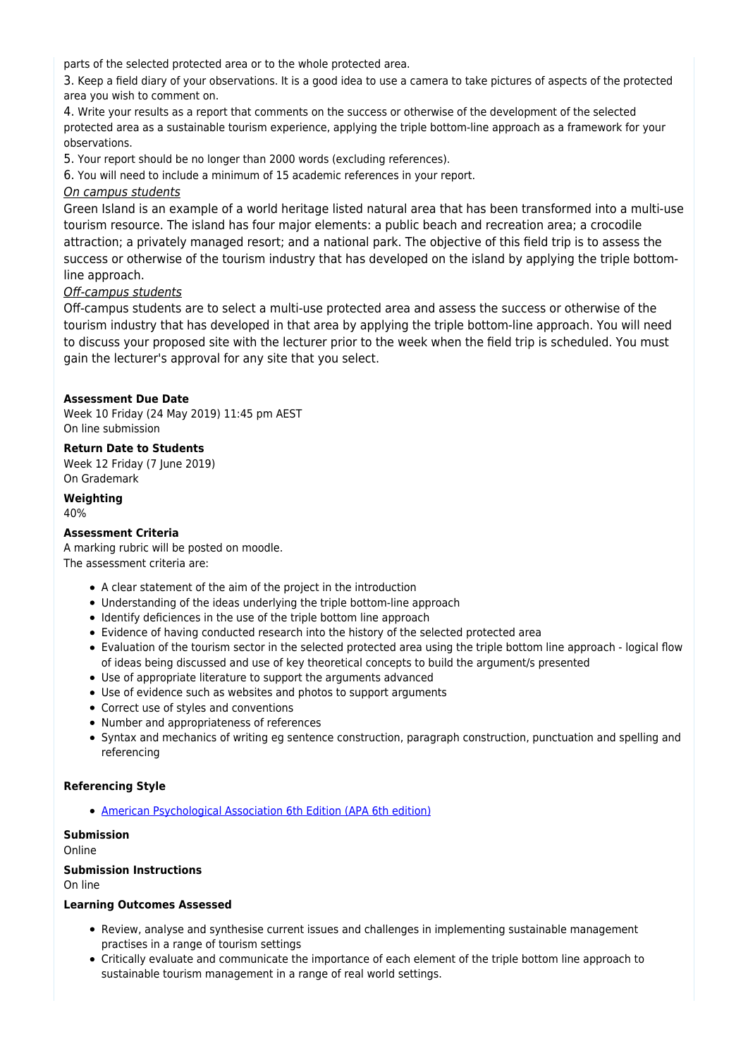parts of the selected protected area or to the whole protected area.

3. Keep a field diary of your observations. It is a good idea to use a camera to take pictures of aspects of the protected area you wish to comment on.
4. Write your results as a report that comments on the success or otherwise of the development of the selected protected area as a sustainable tourism experience, applying the triple bottom-line approach as a framework for your observations.
5. Your report should be no longer than 2000 words (excluding references).
6. You will need to include a minimum of 15 academic references in your report.

*On campus students*

Green Island is an example of a world heritage listed natural area that has been transformed into a multi-use tourism resource. The island has four major elements: a public beach and recreation area; a crocodile attraction; a privately managed resort; and a national park. The objective of this field trip is to assess the success or otherwise of the tourism industry that has developed on the island by applying the triple bottom-line approach.

*Off-campus students*

Off-campus students are to select a multi-use protected area and assess the success or otherwise of the tourism industry that has developed in that area by applying the triple bottom-line approach. You will need to discuss your proposed site with the lecturer prior to the week when the field trip is scheduled. You must gain the lecturer's approval for any site that you select.

**Assessment Due Date**

Week 10 Friday (24 May 2019) 11:45 pm AEST
On line submission

**Return Date to Students**

Week 12 Friday (7 June 2019)
On Grademark

**Weighting**

40%

**Assessment Criteria**

A marking rubric will be posted on moodle.
The assessment criteria are:

- A clear statement of the aim of the project in the introduction
- Understanding of the ideas underlying the triple bottom-line approach
- Identify deficiences in the use of the triple bottom line approach
- Evidence of having conducted research into the history of the selected protected area
- Evaluation of the tourism sector in the selected protected area using the triple bottom line approach - logical flow of ideas being discussed and use of key theoretical concepts to build the argument/s presented
- Use of appropriate literature to support the arguments advanced
- Use of evidence such as websites and photos to support arguments
- Correct use of styles and conventions
- Number and appropriateness of references
- Syntax and mechanics of writing eg sentence construction, paragraph construction, punctuation and spelling and referencing

**Referencing Style**

- American Psychological Association 6th Edition (APA 6th edition)

**Submission**

Online

**Submission Instructions**

On line

**Learning Outcomes Assessed**

- Review, analyse and synthesise current issues and challenges in implementing sustainable management practises in a range of tourism settings
- Critically evaluate and communicate the importance of each element of the triple bottom line approach to sustainable tourism management in a range of real world settings.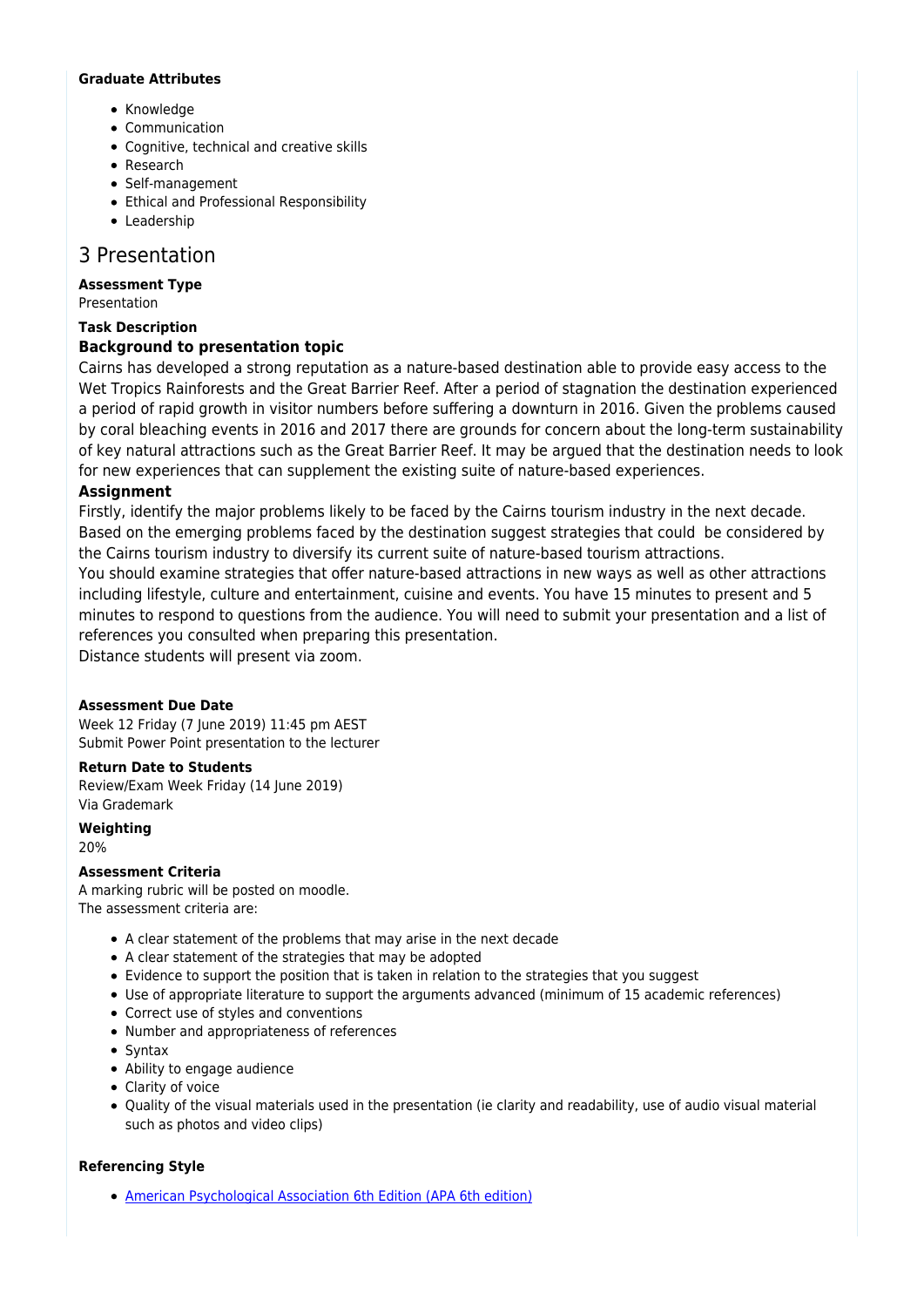**Graduate Attributes**

- Knowledge
- Communication
- Cognitive, technical and creative skills
- Research
- Self-management
- Ethical and Professional Responsibility
- Leadership

## 3 Presentation

**Assessment Type**

Presentation

**Task Description**

### Background to presentation topic

Cairns has developed a strong reputation as a nature-based destination able to provide easy access to the Wet Tropics Rainforests and the Great Barrier Reef. After a period of stagnation the destination experienced a period of rapid growth in visitor numbers before suffering a downturn in 2016. Given the problems caused by coral bleaching events in 2016 and 2017 there are grounds for concern about the long-term sustainability of key natural attractions such as the Great Barrier Reef. It may be argued that the destination needs to look for new experiences that can supplement the existing suite of nature-based experiences.

### Assignment

Firstly, identify the major problems likely to be faced by the Cairns tourism industry in the next decade. Based on the emerging problems faced by the destination suggest strategies that could be considered by the Cairns tourism industry to diversify its current suite of nature-based tourism attractions.

You should examine strategies that offer nature-based attractions in new ways as well as other attractions including lifestyle, culture and entertainment, cuisine and events. You have 15 minutes to present and 5 minutes to respond to questions from the audience. You will need to submit your presentation and a list of references you consulted when preparing this presentation.

Distance students will present via zoom.

**Assessment Due Date**

Week 12 Friday (7 June 2019) 11:45 pm AEST

Submit Power Point presentation to the lecturer

**Return Date to Students**

Review/Exam Week Friday (14 June 2019)

Via Grademark

**Weighting**

20%

**Assessment Criteria**

A marking rubric will be posted on moodle.

The assessment criteria are:

- A clear statement of the problems that may arise in the next decade
- A clear statement of the strategies that may be adopted
- Evidence to support the position that is taken in relation to the strategies that you suggest
- Use of appropriate literature to support the arguments advanced (minimum of 15 academic references)
- Correct use of styles and conventions
- Number and appropriateness of references
- Syntax
- Ability to engage audience
- Clarity of voice
- Quality of the visual materials used in the presentation (ie clarity and readability, use of audio visual material such as photos and video clips)

**Referencing Style**

- American Psychological Association 6th Edition (APA 6th edition)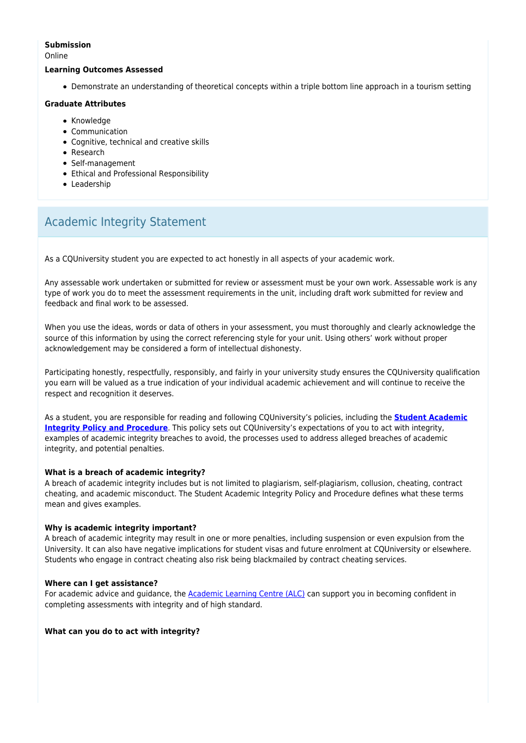**Submission**
Online

**Learning Outcomes Assessed**

- Demonstrate an understanding of theoretical concepts within a triple bottom line approach in a tourism setting

**Graduate Attributes**

- Knowledge
- Communication
- Cognitive, technical and creative skills
- Research
- Self-management
- Ethical and Professional Responsibility
- Leadership

## Academic Integrity Statement

As a CQUniversity student you are expected to act honestly in all aspects of your academic work.

Any assessable work undertaken or submitted for review or assessment must be your own work. Assessable work is any type of work you do to meet the assessment requirements in the unit, including draft work submitted for review and feedback and final work to be assessed.

When you use the ideas, words or data of others in your assessment, you must thoroughly and clearly acknowledge the source of this information by using the correct referencing style for your unit. Using others' work without proper acknowledgement may be considered a form of intellectual dishonesty.

Participating honestly, respectfully, responsibly, and fairly in your university study ensures the CQUniversity qualification you earn will be valued as a true indication of your individual academic achievement and will continue to receive the respect and recognition it deserves.

As a student, you are responsible for reading and following CQUniversity's policies, including the **Student Academic Integrity Policy and Procedure**. This policy sets out CQUniversity's expectations of you to act with integrity, examples of academic integrity breaches to avoid, the processes used to address alleged breaches of academic integrity, and potential penalties.

**What is a breach of academic integrity?**
A breach of academic integrity includes but is not limited to plagiarism, self-plagiarism, collusion, cheating, contract cheating, and academic misconduct. The Student Academic Integrity Policy and Procedure defines what these terms mean and gives examples.

**Why is academic integrity important?**
A breach of academic integrity may result in one or more penalties, including suspension or even expulsion from the University. It can also have negative implications for student visas and future enrolment at CQUniversity or elsewhere. Students who engage in contract cheating also risk being blackmailed by contract cheating services.

**Where can I get assistance?**
For academic advice and guidance, the Academic Learning Centre (ALC) can support you in becoming confident in completing assessments with integrity and of high standard.

**What can you do to act with integrity?**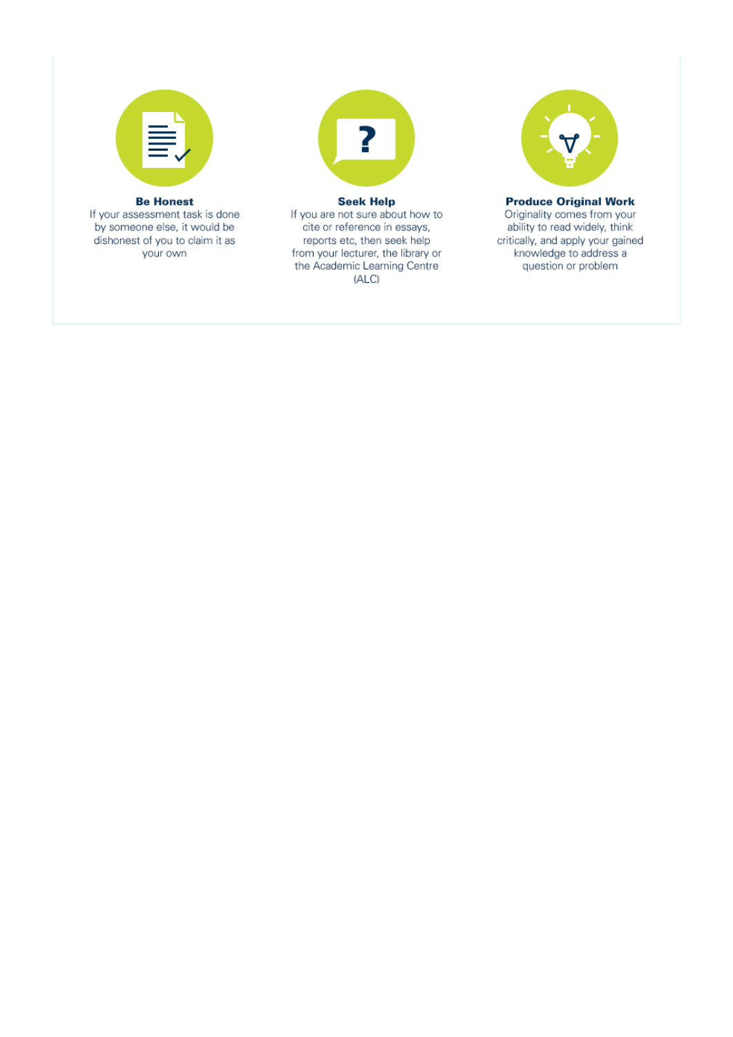**Be Honest**
If your assessment task is done by someone else, it would be dishonest of you to claim it as your own

**Seek Help**
If you are not sure about how to cite or reference in essays, reports etc, then seek help from your lecturer, the library or the Academic Learning Centre (ALC)

**Produce Original Work**
Originality comes from your ability to read widely, think critically, and apply your gained knowledge to address a question or problem